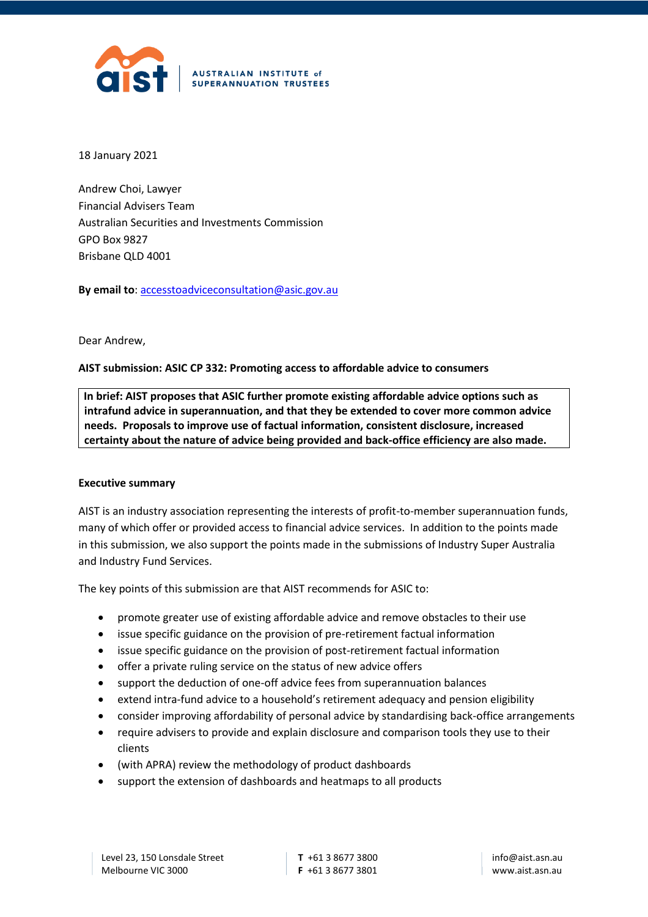AUSTRALIAN INSTITUTE of SUPERANNUATION TRUSTEES

18 January 2021

Andrew Choi, Lawyer
Financial Advisers Team
Australian Securities and Investments Commission
GPO Box 9827
Brisbane QLD 4001

**By email to**: accesstoadviceconsultation@asic.gov.au

Dear Andrew,

**AIST submission: ASIC CP 332: Promoting access to affordable advice to consumers**

**In brief: AIST proposes that ASIC further promote existing affordable advice options such as intrafund advice in superannuation, and that they be extended to cover more common advice needs. Proposals to improve use of factual information, consistent disclosure, increased certainty about the nature of advice being provided and back-office efficiency are also made.**

**Executive summary**

AIST is an industry association representing the interests of profit-to-member superannuation funds, many of which offer or provided access to financial advice services. In addition to the points made in this submission, we also support the points made in the submissions of Industry Super Australia and Industry Fund Services.

The key points of this submission are that AIST recommends for ASIC to:

- promote greater use of existing affordable advice and remove obstacles to their use
- issue specific guidance on the provision of pre-retirement factual information
- issue specific guidance on the provision of post-retirement factual information
- offer a private ruling service on the status of new advice offers
- support the deduction of one-off advice fees from superannuation balances
- extend intra-fund advice to a household's retirement adequacy and pension eligibility
- consider improving affordability of personal advice by standardising back-office arrangements
- require advisers to provide and explain disclosure and comparison tools they use to their clients
- (with APRA) review the methodology of product dashboards
- support the extension of dashboards and heatmaps to all products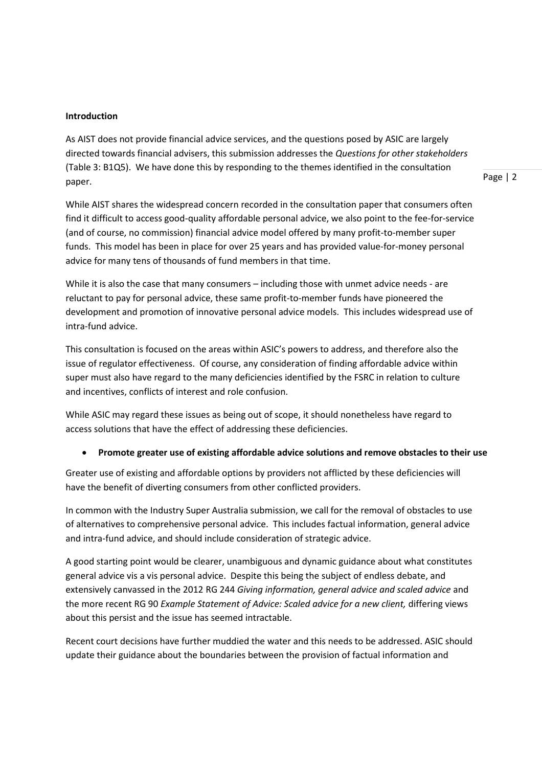**Introduction**

As AIST does not provide financial advice services, and the questions posed by ASIC are largely directed towards financial advisers, this submission addresses the *Questions for other stakeholders* (Table 3: B1Q5). We have done this by responding to the themes identified in the consultation paper.

While AIST shares the widespread concern recorded in the consultation paper that consumers often find it difficult to access good-quality affordable personal advice, we also point to the fee-for-service (and of course, no commission) financial advice model offered by many profit-to-member super funds. This model has been in place for over 25 years and has provided value-for-money personal advice for many tens of thousands of fund members in that time.

While it is also the case that many consumers – including those with unmet advice needs - are reluctant to pay for personal advice, these same profit-to-member funds have pioneered the development and promotion of innovative personal advice models. This includes widespread use of intra-fund advice.

This consultation is focused on the areas within ASIC's powers to address, and therefore also the issue of regulator effectiveness. Of course, any consideration of finding affordable advice within super must also have regard to the many deficiencies identified by the FSRC in relation to culture and incentives, conflicts of interest and role confusion.

While ASIC may regard these issues as being out of scope, it should nonetheless have regard to access solutions that have the effect of addressing these deficiencies.

- **Promote greater use of existing affordable advice solutions and remove obstacles to their use**

Greater use of existing and affordable options by providers not afflicted by these deficiencies will have the benefit of diverting consumers from other conflicted providers.

In common with the Industry Super Australia submission, we call for the removal of obstacles to use of alternatives to comprehensive personal advice. This includes factual information, general advice and intra-fund advice, and should include consideration of strategic advice.

A good starting point would be clearer, unambiguous and dynamic guidance about what constitutes general advice vis a vis personal advice. Despite this being the subject of endless debate, and extensively canvassed in the 2012 RG 244 *Giving information, general advice and scaled advice* and the more recent RG 90 *Example Statement of Advice: Scaled advice for a new client,* differing views about this persist and the issue has seemed intractable.

Recent court decisions have further muddied the water and this needs to be addressed. ASIC should update their guidance about the boundaries between the provision of factual information and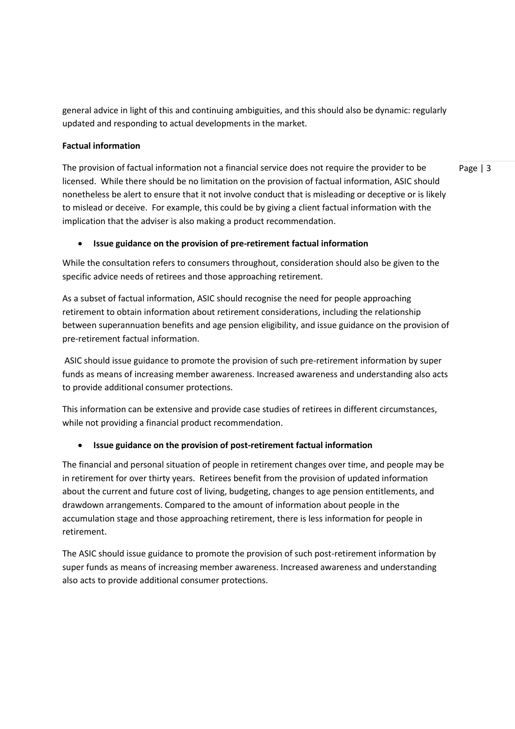general advice in light of this and continuing ambiguities, and this should also be dynamic: regularly updated and responding to actual developments in the market.

**Factual information**

The provision of factual information not a financial service does not require the provider to be licensed. While there should be no limitation on the provision of factual information, ASIC should nonetheless be alert to ensure that it not involve conduct that is misleading or deceptive or is likely to mislead or deceive. For example, this could be by giving a client factual information with the implication that the adviser is also making a product recommendation.

- **Issue guidance on the provision of pre-retirement factual information**

While the consultation refers to consumers throughout, consideration should also be given to the specific advice needs of retirees and those approaching retirement.

As a subset of factual information, ASIC should recognise the need for people approaching retirement to obtain information about retirement considerations, including the relationship between superannuation benefits and age pension eligibility, and issue guidance on the provision of pre-retirement factual information.

ASIC should issue guidance to promote the provision of such pre-retirement information by super funds as means of increasing member awareness. Increased awareness and understanding also acts to provide additional consumer protections.

This information can be extensive and provide case studies of retirees in different circumstances, while not providing a financial product recommendation.

- **Issue guidance on the provision of post-retirement factual information**

The financial and personal situation of people in retirement changes over time, and people may be in retirement for over thirty years. Retirees benefit from the provision of updated information about the current and future cost of living, budgeting, changes to age pension entitlements, and drawdown arrangements. Compared to the amount of information about people in the accumulation stage and those approaching retirement, there is less information for people in retirement.

The ASIC should issue guidance to promote the provision of such post-retirement information by super funds as means of increasing member awareness. Increased awareness and understanding also acts to provide additional consumer protections.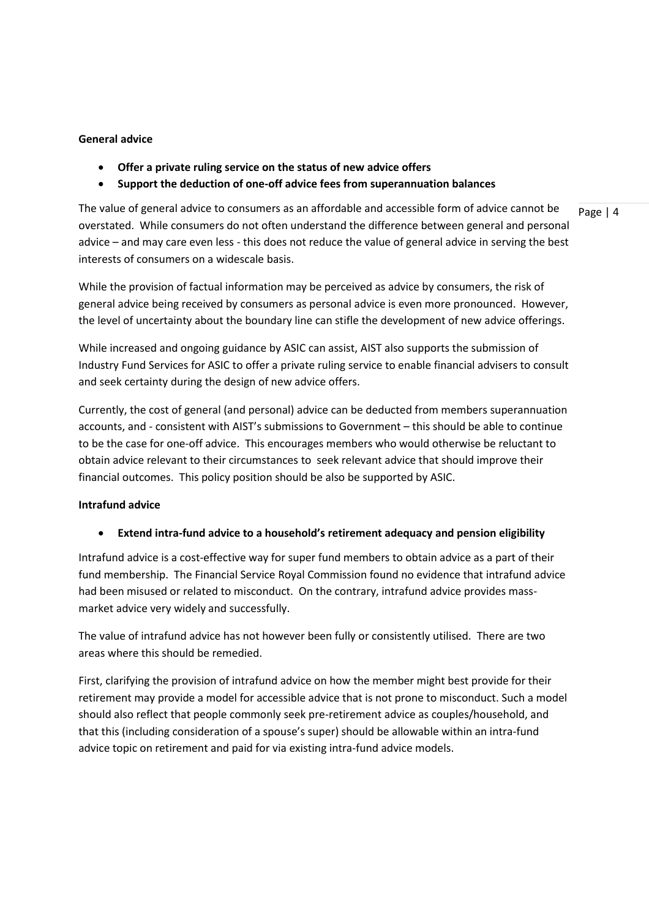**General advice**

- **Offer a private ruling service on the status of new advice offers**
- **Support the deduction of one-off advice fees from superannuation balances**

The value of general advice to consumers as an affordable and accessible form of advice cannot be overstated. While consumers do not often understand the difference between general and personal advice – and may care even less - this does not reduce the value of general advice in serving the best interests of consumers on a widescale basis.

While the provision of factual information may be perceived as advice by consumers, the risk of general advice being received by consumers as personal advice is even more pronounced. However, the level of uncertainty about the boundary line can stifle the development of new advice offerings.

While increased and ongoing guidance by ASIC can assist, AIST also supports the submission of Industry Fund Services for ASIC to offer a private ruling service to enable financial advisers to consult and seek certainty during the design of new advice offers.

Currently, the cost of general (and personal) advice can be deducted from members superannuation accounts, and - consistent with AIST's submissions to Government – this should be able to continue to be the case for one-off advice. This encourages members who would otherwise be reluctant to obtain advice relevant to their circumstances to seek relevant advice that should improve their financial outcomes. This policy position should be also be supported by ASIC.

**Intrafund advice**

- **Extend intra-fund advice to a household's retirement adequacy and pension eligibility**

Intrafund advice is a cost-effective way for super fund members to obtain advice as a part of their fund membership. The Financial Service Royal Commission found no evidence that intrafund advice had been misused or related to misconduct. On the contrary, intrafund advice provides mass-market advice very widely and successfully.

The value of intrafund advice has not however been fully or consistently utilised. There are two areas where this should be remedied.

First, clarifying the provision of intrafund advice on how the member might best provide for their retirement may provide a model for accessible advice that is not prone to misconduct. Such a model should also reflect that people commonly seek pre-retirement advice as couples/household, and that this (including consideration of a spouse's super) should be allowable within an intra-fund advice topic on retirement and paid for via existing intra-fund advice models.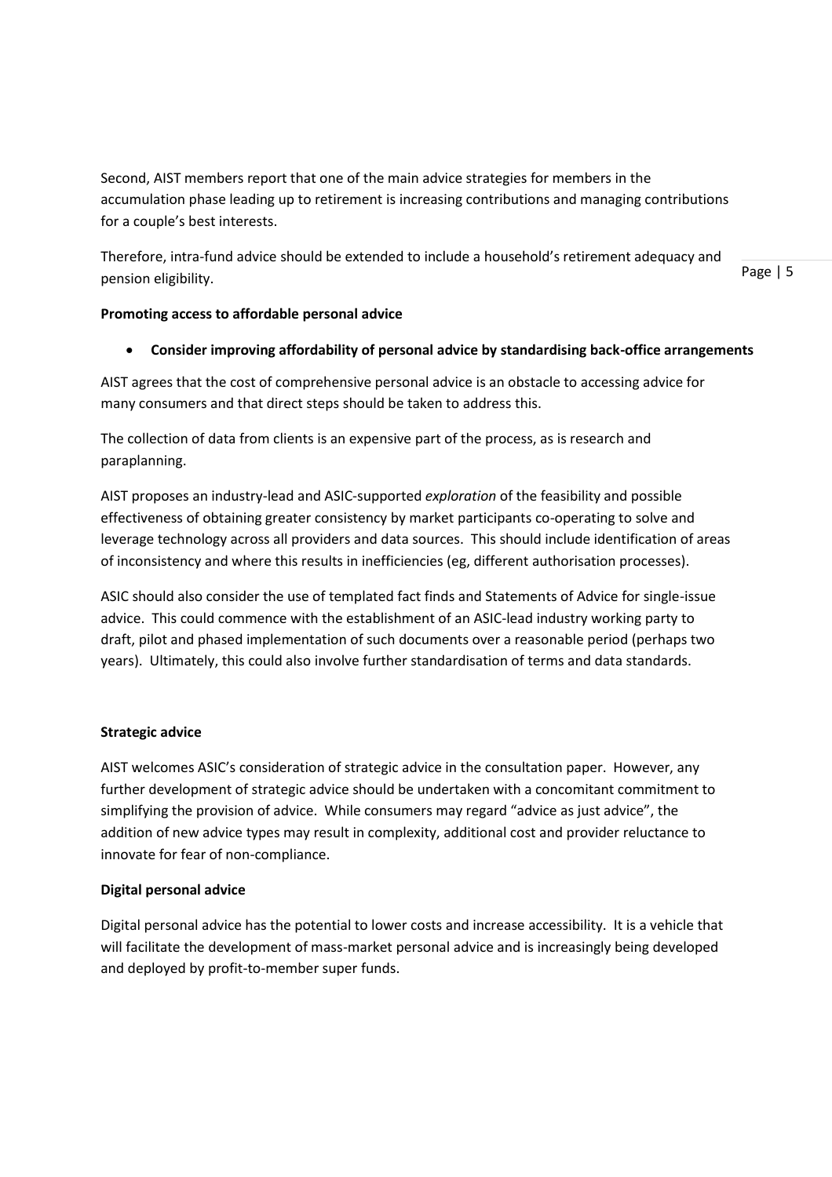Second, AIST members report that one of the main advice strategies for members in the accumulation phase leading up to retirement is increasing contributions and managing contributions for a couple's best interests.

Therefore, intra-fund advice should be extended to include a household's retirement adequacy and pension eligibility.

**Promoting access to affordable personal advice**

- **Consider improving affordability of personal advice by standardising back-office arrangements**

AIST agrees that the cost of comprehensive personal advice is an obstacle to accessing advice for many consumers and that direct steps should be taken to address this.

The collection of data from clients is an expensive part of the process, as is research and paraplanning.

AIST proposes an industry-lead and ASIC-supported *exploration* of the feasibility and possible effectiveness of obtaining greater consistency by market participants co-operating to solve and leverage technology across all providers and data sources. This should include identification of areas of inconsistency and where this results in inefficiencies (eg, different authorisation processes).

ASIC should also consider the use of templated fact finds and Statements of Advice for single-issue advice. This could commence with the establishment of an ASIC-lead industry working party to draft, pilot and phased implementation of such documents over a reasonable period (perhaps two years). Ultimately, this could also involve further standardisation of terms and data standards.

**Strategic advice**

AIST welcomes ASIC's consideration of strategic advice in the consultation paper. However, any further development of strategic advice should be undertaken with a concomitant commitment to simplifying the provision of advice. While consumers may regard "advice as just advice", the addition of new advice types may result in complexity, additional cost and provider reluctance to innovate for fear of non-compliance.

**Digital personal advice**

Digital personal advice has the potential to lower costs and increase accessibility. It is a vehicle that will facilitate the development of mass-market personal advice and is increasingly being developed and deployed by profit-to-member super funds.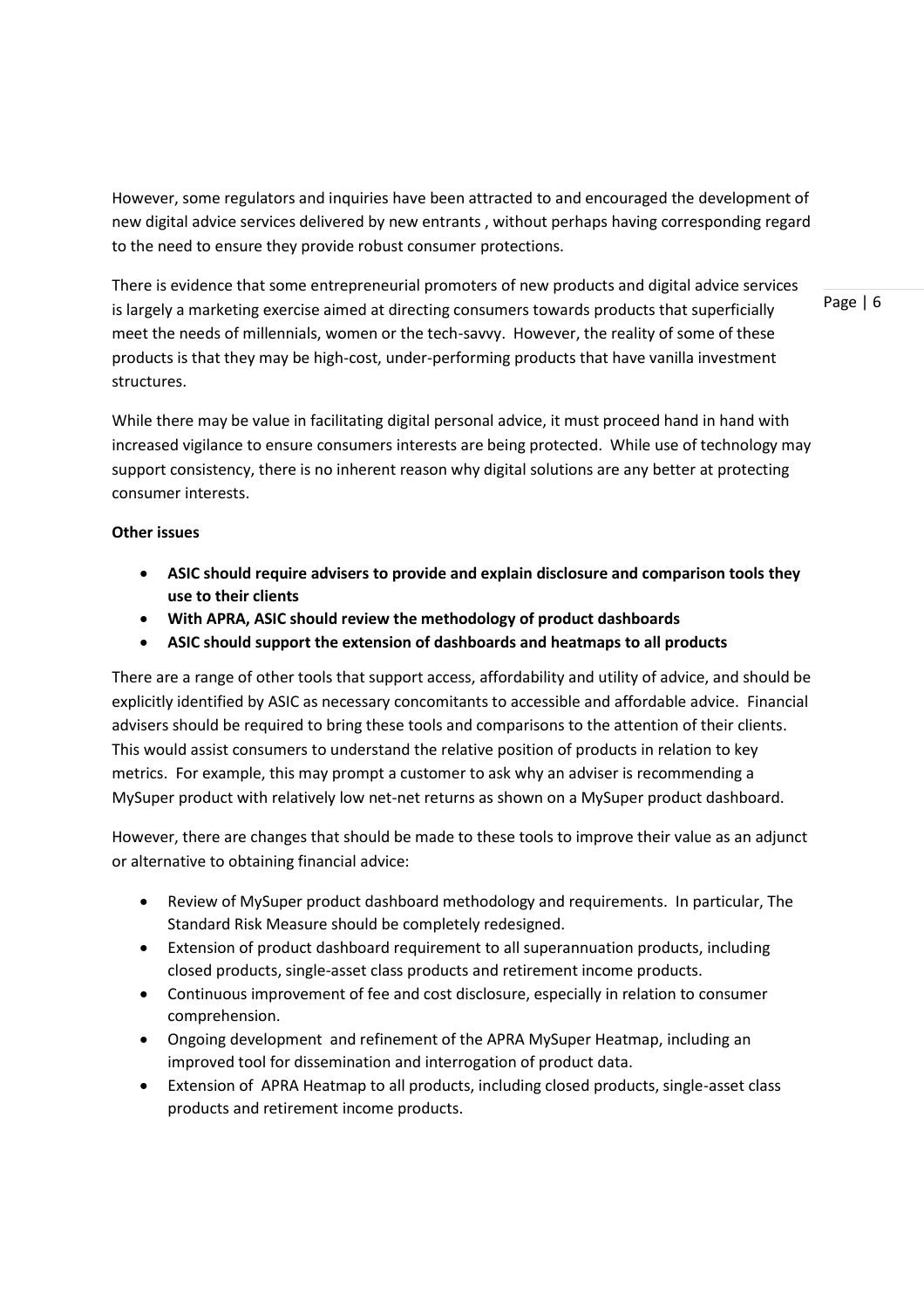However, some regulators and inquiries have been attracted to and encouraged the development of new digital advice services delivered by new entrants , without perhaps having corresponding regard to the need to ensure they provide robust consumer protections.

There is evidence that some entrepreneurial promoters of new products and digital advice services is largely a marketing exercise aimed at directing consumers towards products that superficially meet the needs of millennials, women or the tech-savvy. However, the reality of some of these products is that they may be high-cost, under-performing products that have vanilla investment structures.

While there may be value in facilitating digital personal advice, it must proceed hand in hand with increased vigilance to ensure consumers interests are being protected. While use of technology may support consistency, there is no inherent reason why digital solutions are any better at protecting consumer interests.

**Other issues**

- **ASIC should require advisers to provide and explain disclosure and comparison tools they use to their clients**
- **With APRA, ASIC should review the methodology of product dashboards**
- **ASIC should support the extension of dashboards and heatmaps to all products**

There are a range of other tools that support access, affordability and utility of advice, and should be explicitly identified by ASIC as necessary concomitants to accessible and affordable advice. Financial advisers should be required to bring these tools and comparisons to the attention of their clients. This would assist consumers to understand the relative position of products in relation to key metrics. For example, this may prompt a customer to ask why an adviser is recommending a MySuper product with relatively low net-net returns as shown on a MySuper product dashboard.

However, there are changes that should be made to these tools to improve their value as an adjunct or alternative to obtaining financial advice:

- Review of MySuper product dashboard methodology and requirements. In particular, The Standard Risk Measure should be completely redesigned.
- Extension of product dashboard requirement to all superannuation products, including closed products, single-asset class products and retirement income products.
- Continuous improvement of fee and cost disclosure, especially in relation to consumer comprehension.
- Ongoing development and refinement of the APRA MySuper Heatmap, including an improved tool for dissemination and interrogation of product data.
- Extension of APRA Heatmap to all products, including closed products, single-asset class products and retirement income products.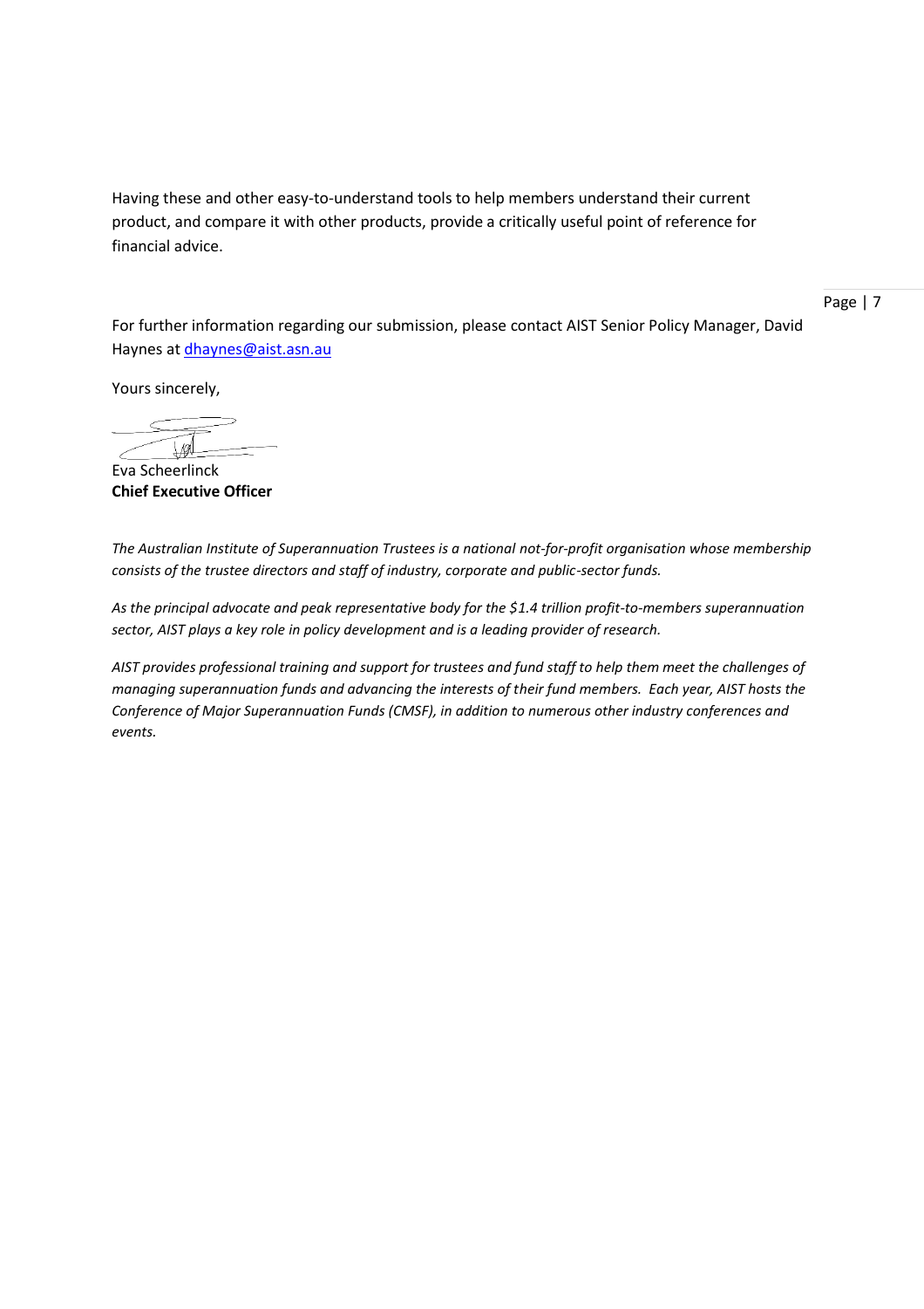Having these and other easy-to-understand tools to help members understand their current product, and compare it with other products, provide a critically useful point of reference for financial advice.

For further information regarding our submission, please contact AIST Senior Policy Manager, David Haynes at [dhaynes@aist.asn.au](mailto:dhaynes@aist.asn.au)

Yours sincerely,

Eva Scheerlinck
**Chief Executive Officer**

*The Australian Institute of Superannuation Trustees is a national not-for-profit organisation whose membership consists of the trustee directors and staff of industry, corporate and public-sector funds.*

*As the principal advocate and peak representative body for the $1.4 trillion profit-to-members superannuation sector, AIST plays a key role in policy development and is a leading provider of research.*

*AIST provides professional training and support for trustees and fund staff to help them meet the challenges of managing superannuation funds and advancing the interests of their fund members. Each year, AIST hosts the Conference of Major Superannuation Funds (CMSF), in addition to numerous other industry conferences and events.*